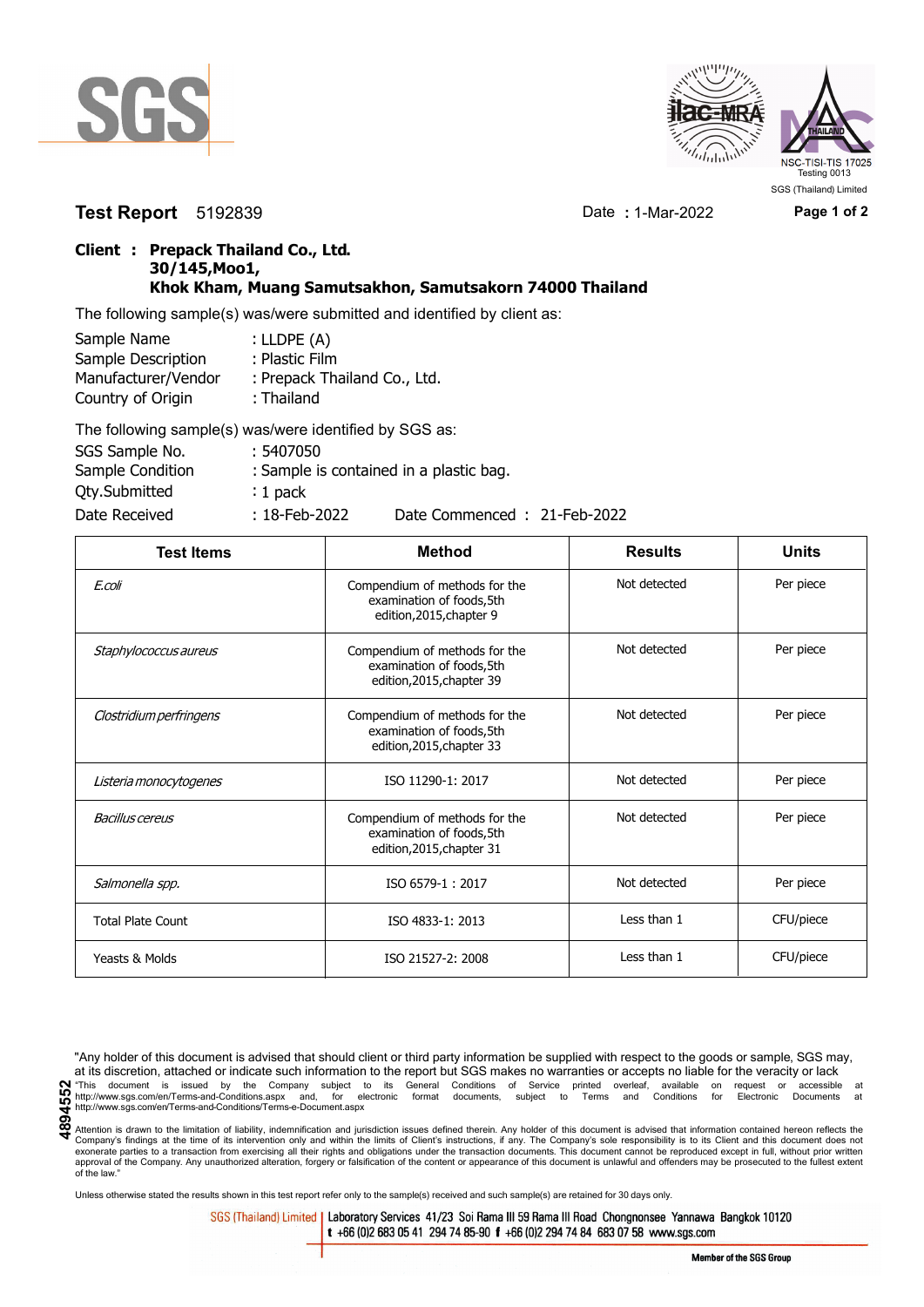SGS

ilac-MRA | THAILAND NSC-TISI-TIS 17025 Testing 0013

SGS (Thailand) Limited

**Test Report** 5192839 Date : 1-Mar-2022

**Client : Prepack Thailand Co., Ltd.**
**30/145,Moo1,**
**Khok Kham, Muang Samutsakhon, Samutsakorn 74000 Thailand**

The following sample(s) was/were submitted and identified by client as:

| | |
|---|---|
| Sample Name | : LLDPE (A) |
| Sample Description | : Plastic Film |
| Manufacturer/Vendor | : Prepack Thailand Co., Ltd. |
| Country of Origin | : Thailand |

The following sample(s) was/were identified by SGS as:

| | |
|---|---|
| SGS Sample No. | : 5407050 |
| Sample Condition | : Sample is contained in a plastic bag. |
| Qty.Submitted | : 1 pack |
| Date Received | : 18-Feb-2022 Date Commenced : 21-Feb-2022 |

| Test Items | Method | Results | Units |
|---|---|---|---|
| *E.coli* | Compendium of methods for the examination of foods,5th edition,2015,chapter 9 | Not detected | Per piece |
| *Staphylococcus aureus* | Compendium of methods for the examination of foods,5th edition,2015,chapter 39 | Not detected | Per piece |
| *Clostridium perfringens* | Compendium of methods for the examination of foods,5th edition,2015,chapter 33 | Not detected | Per piece |
| *Listeria monocytogenes* | ISO 11290-1: 2017 | Not detected | Per piece |
| *Bacillus cereus* | Compendium of methods for the examination of foods,5th edition,2015,chapter 31 | Not detected | Per piece |
| *Salmonella spp.* | ISO 6579-1 : 2017 | Not detected | Per piece |
| Total Plate Count | ISO 4833-1: 2013 | Less than 1 | CFU/piece |
| Yeasts & Molds | ISO 21527-2: 2008 | Less than 1 | CFU/piece |

"Any holder of this document is advised that should client or third party information be supplied with respect to the goods or sample, SGS may, at its discretion, attached or indicate such information to the report but SGS makes no warranties or accepts no liable for the veracity or lack

"This document is issued by the Company subject to its General Conditions of Service printed overleaf, available on request or accessible at http://www.sgs.com/en/Terms-and-Conditions.aspx and, for electronic format documents, subject to Terms and Conditions for Electronic Documents at http://www.sgs.com/en/Terms-and-Conditions/Terms-e-Document.aspx

Attention is drawn to the limitation of liability, indemnification and jurisdiction issues defined therein. Any holder of this document is advised that information contained hereon reflects the Company's findings at the time of its intervention only and within the limits of Client's instructions, if any. The Company's sole responsibility is to its Client and this document does not exonerate parties to a transaction from exercising all their rights and obligations under the transaction documents. This document cannot be reproduced except in full, without prior written approval of the Company. Any unauthorized alteration, forgery or falsification of the content or appearance of this document is unlawful and offenders may be prosecuted to the fullest extent of the law."

4894552

Unless otherwise stated the results shown in this test report refer only to the sample(s) received and such sample(s) are retained for 30 days only.

SGS (Thailand) Limited | Laboratory Services 41/23 Soi Rama III 59 Rama III Road Chongnonsee Yannawa Bangkok 10120
t +66 (0)2 683 05 41 294 74 85-90 f +66 (0)2 294 74 84 683 07 58 www.sgs.com

Member of the SGS Group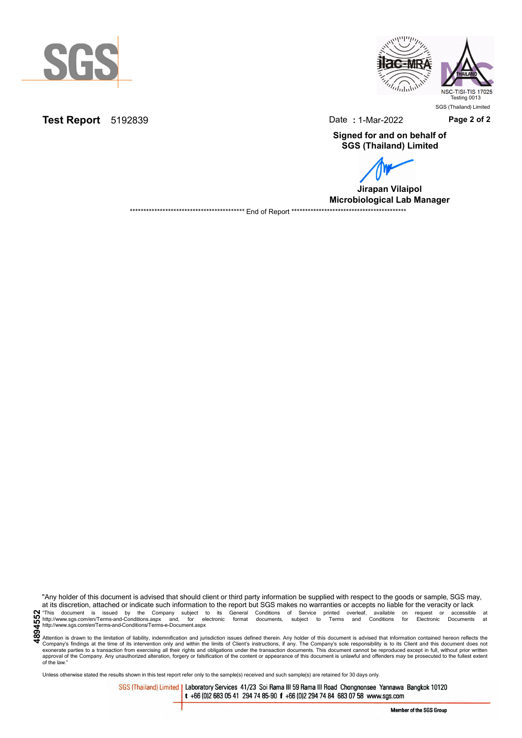**Test Report** 5192839

Date : 1-Mar-2022

**Signed for and on behalf of SGS (Thailand) Limited**

**Jirapan Vilaipol**
**Microbiological Lab Manager**

******************************************** End of Report ********************************************

"Any holder of this document is advised that should client or third party information be supplied with respect to the goods or sample, SGS may, at its discretion, attached or indicate such information to the report but SGS makes no warranties or accepts no liable for the veracity or lack "This document is issued by the Company subject to its General Conditions of Service printed overleaf, available on request or accessible at http://www.sgs.com/en/Terms-and-Conditions.aspx and, for electronic format documents, subject to Terms and Conditions for Electronic Documents at http://www.sgs.com/en/Terms-and-Conditions/Terms-e-Document.aspx

Attention is drawn to the limitation of liability, indemnification and jurisdiction issues defined therein. Any holder of this document is advised that information contained hereon reflects the Company's findings at the time of its intervention only and within the limits of Client's instructions, if any. The Company's sole responsibility is to its Client and this document does not exonerate parties to a transaction from exercising all their rights and obligations under the transaction documents. This document cannot be reproduced except in full, without prior written approval of the Company. Any unauthorized alteration, forgery or falsification of the content or appearance of this document is unlawful and offenders may be prosecuted to the fullest extent of the law."

Unless otherwise stated the results shown in this test report refer only to the sample(s) received and such sample(s) are retained for 30 days only.

SGS (Thailand) Limited | Laboratory Services 41/23 Soi Rama III 59 Rama III Road Chongnonsee Yannawa Bangkok 10120
t +66 (0)2 683 05 41 294 74 85-90 f +66 (0)2 294 74 84 683 07 58 www.sgs.com

Member of the SGS Group